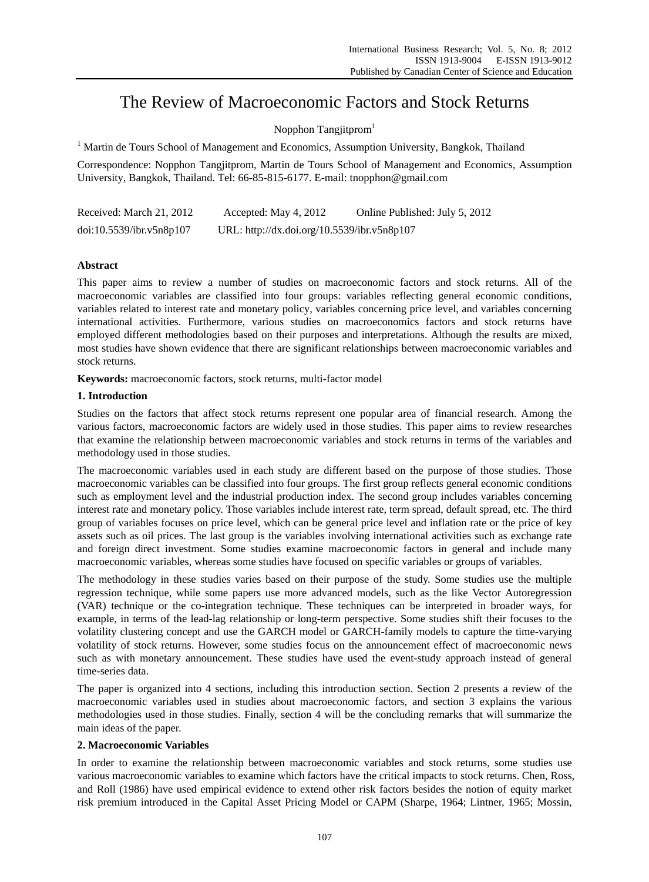# The Review of Macroeconomic Factors and Stock Returns

Nopphon Tangjitprom[1]

[1] Martin de Tours School of Management and Economics, Assumption University, Bangkok, Thailand

Correspondence: Nopphon Tangjitprom, Martin de Tours School of Management and Economics, Assumption University, Bangkok, Thailand. Tel: 66-85-815-6177. E-mail: tnopphon@gmail.com

Received: March 21, 2012 Accepted: May 4, 2012 Online Published: July 5, 2012

doi:10.5539/ibr.v5n8p107 URL: http://dx.doi.org/10.5539/ibr.v5n8p107

## Abstract

This paper aims to review a number of studies on macroeconomic factors and stock returns. All of the macroeconomic variables are classified into four groups: variables reflecting general economic conditions, variables related to interest rate and monetary policy, variables concerning price level, and variables concerning international activities. Furthermore, various studies on macroeconomics factors and stock returns have employed different methodologies based on their purposes and interpretations. Although the results are mixed, most studies have shown evidence that there are significant relationships between macroeconomic variables and stock returns.

**Keywords:** macroeconomic factors, stock returns, multi-factor model

## 1. Introduction

Studies on the factors that affect stock returns represent one popular area of financial research. Among the various factors, macroeconomic factors are widely used in those studies. This paper aims to review researches that examine the relationship between macroeconomic variables and stock returns in terms of the variables and methodology used in those studies.

The macroeconomic variables used in each study are different based on the purpose of those studies. Those macroeconomic variables can be classified into four groups. The first group reflects general economic conditions such as employment level and the industrial production index. The second group includes variables concerning interest rate and monetary policy. Those variables include interest rate, term spread, default spread, etc. The third group of variables focuses on price level, which can be general price level and inflation rate or the price of key assets such as oil prices. The last group is the variables involving international activities such as exchange rate and foreign direct investment. Some studies examine macroeconomic factors in general and include many macroeconomic variables, whereas some studies have focused on specific variables or groups of variables.

The methodology in these studies varies based on their purpose of the study. Some studies use the multiple regression technique, while some papers use more advanced models, such as the like Vector Autoregression (VAR) technique or the co-integration technique. These techniques can be interpreted in broader ways, for example, in terms of the lead-lag relationship or long-term perspective. Some studies shift their focuses to the volatility clustering concept and use the GARCH model or GARCH-family models to capture the time-varying volatility of stock returns. However, some studies focus on the announcement effect of macroeconomic news such as with monetary announcement. These studies have used the event-study approach instead of general time-series data.

The paper is organized into 4 sections, including this introduction section. Section 2 presents a review of the macroeconomic variables used in studies about macroeconomic factors, and section 3 explains the various methodologies used in those studies. Finally, section 4 will be the concluding remarks that will summarize the main ideas of the paper.

## 2. Macroeconomic Variables

In order to examine the relationship between macroeconomic variables and stock returns, some studies use various macroeconomic variables to examine which factors have the critical impacts to stock returns. Chen, Ross, and Roll (1986) have used empirical evidence to extend other risk factors besides the notion of equity market risk premium introduced in the Capital Asset Pricing Model or CAPM (Sharpe, 1964; Lintner, 1965; Mossin,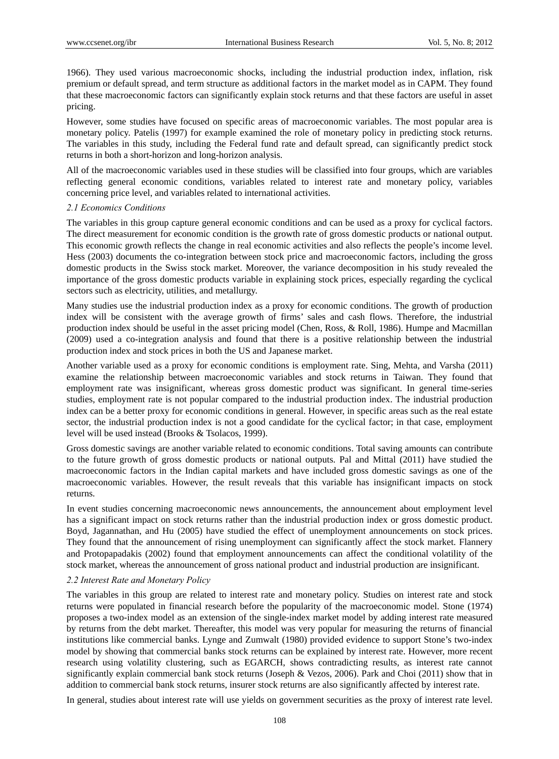1966). They used various macroeconomic shocks, including the industrial production index, inflation, risk premium or default spread, and term structure as additional factors in the market model as in CAPM. They found that these macroeconomic factors can significantly explain stock returns and that these factors are useful in asset pricing.

However, some studies have focused on specific areas of macroeconomic variables. The most popular area is monetary policy. Patelis (1997) for example examined the role of monetary policy in predicting stock returns. The variables in this study, including the Federal fund rate and default spread, can significantly predict stock returns in both a short-horizon and long-horizon analysis.

All of the macroeconomic variables used in these studies will be classified into four groups, which are variables reflecting general economic conditions, variables related to interest rate and monetary policy, variables concerning price level, and variables related to international activities.

### *2.1 Economics Conditions*

The variables in this group capture general economic conditions and can be used as a proxy for cyclical factors. The direct measurement for economic condition is the growth rate of gross domestic products or national output. This economic growth reflects the change in real economic activities and also reflects the people's income level. Hess (2003) documents the co-integration between stock price and macroeconomic factors, including the gross domestic products in the Swiss stock market. Moreover, the variance decomposition in his study revealed the importance of the gross domestic products variable in explaining stock prices, especially regarding the cyclical sectors such as electricity, utilities, and metallurgy.

Many studies use the industrial production index as a proxy for economic conditions. The growth of production index will be consistent with the average growth of firms' sales and cash flows. Therefore, the industrial production index should be useful in the asset pricing model (Chen, Ross, & Roll, 1986). Humpe and Macmillan (2009) used a co-integration analysis and found that there is a positive relationship between the industrial production index and stock prices in both the US and Japanese market.

Another variable used as a proxy for economic conditions is employment rate. Sing, Mehta, and Varsha (2011) examine the relationship between macroeconomic variables and stock returns in Taiwan. They found that employment rate was insignificant, whereas gross domestic product was significant. In general time-series studies, employment rate is not popular compared to the industrial production index. The industrial production index can be a better proxy for economic conditions in general. However, in specific areas such as the real estate sector, the industrial production index is not a good candidate for the cyclical factor; in that case, employment level will be used instead (Brooks & Tsolacos, 1999).

Gross domestic savings are another variable related to economic conditions. Total saving amounts can contribute to the future growth of gross domestic products or national outputs. Pal and Mittal (2011) have studied the macroeconomic factors in the Indian capital markets and have included gross domestic savings as one of the macroeconomic variables. However, the result reveals that this variable has insignificant impacts on stock returns.

In event studies concerning macroeconomic news announcements, the announcement about employment level has a significant impact on stock returns rather than the industrial production index or gross domestic product. Boyd, Jagannathan, and Hu (2005) have studied the effect of unemployment announcements on stock prices. They found that the announcement of rising unemployment can significantly affect the stock market. Flannery and Protopapadakis (2002) found that employment announcements can affect the conditional volatility of the stock market, whereas the announcement of gross national product and industrial production are insignificant.

### *2.2 Interest Rate and Monetary Policy*

The variables in this group are related to interest rate and monetary policy. Studies on interest rate and stock returns were populated in financial research before the popularity of the macroeconomic model. Stone (1974) proposes a two-index model as an extension of the single-index market model by adding interest rate measured by returns from the debt market. Thereafter, this model was very popular for measuring the returns of financial institutions like commercial banks. Lynge and Zumwalt (1980) provided evidence to support Stone's two-index model by showing that commercial banks stock returns can be explained by interest rate. However, more recent research using volatility clustering, such as EGARCH, shows contradicting results, as interest rate cannot significantly explain commercial bank stock returns (Joseph & Vezos, 2006). Park and Choi (2011) show that in addition to commercial bank stock returns, insurer stock returns are also significantly affected by interest rate.

In general, studies about interest rate will use yields on government securities as the proxy of interest rate level.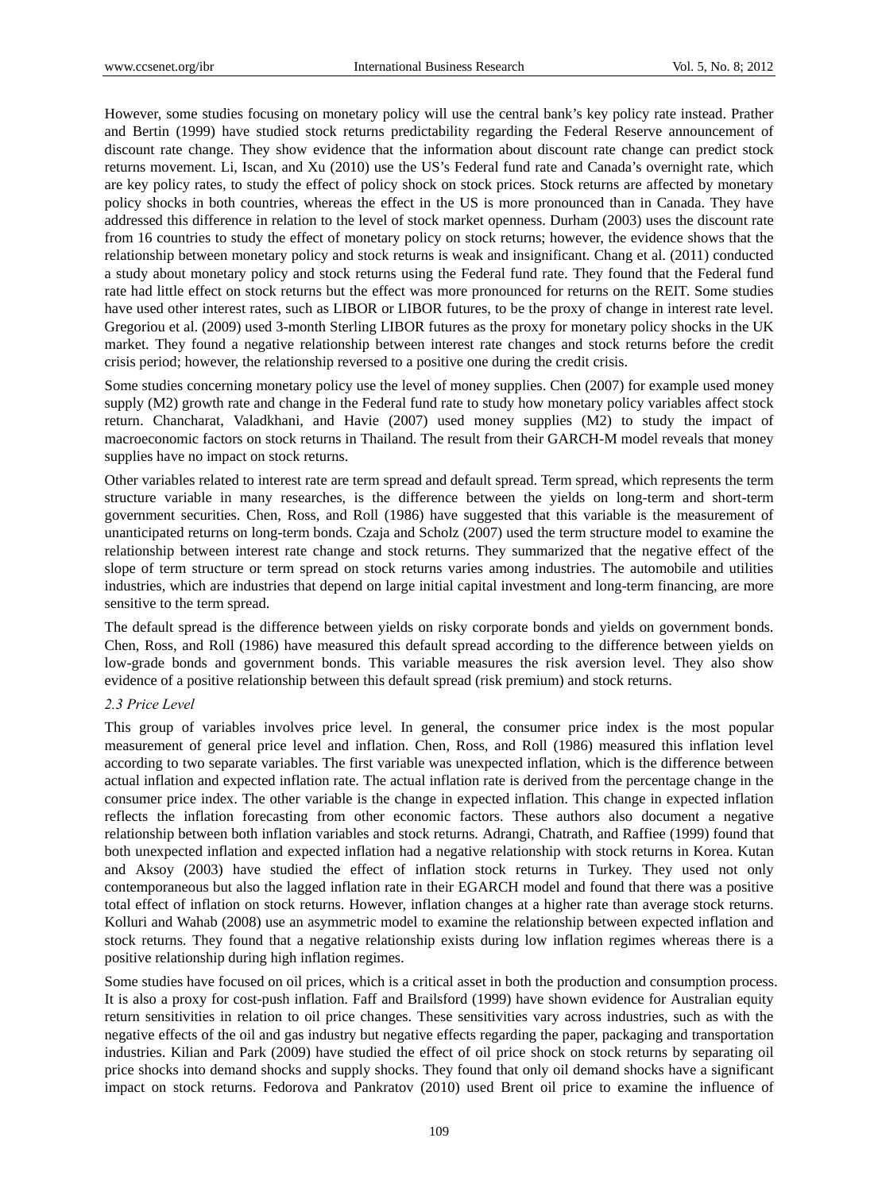However, some studies focusing on monetary policy will use the central bank's key policy rate instead. Prather and Bertin (1999) have studied stock returns predictability regarding the Federal Reserve announcement of discount rate change. They show evidence that the information about discount rate change can predict stock returns movement. Li, Iscan, and Xu (2010) use the US's Federal fund rate and Canada's overnight rate, which are key policy rates, to study the effect of policy shock on stock prices. Stock returns are affected by monetary policy shocks in both countries, whereas the effect in the US is more pronounced than in Canada. They have addressed this difference in relation to the level of stock market openness. Durham (2003) uses the discount rate from 16 countries to study the effect of monetary policy on stock returns; however, the evidence shows that the relationship between monetary policy and stock returns is weak and insignificant. Chang et al. (2011) conducted a study about monetary policy and stock returns using the Federal fund rate. They found that the Federal fund rate had little effect on stock returns but the effect was more pronounced for returns on the REIT. Some studies have used other interest rates, such as LIBOR or LIBOR futures, to be the proxy of change in interest rate level. Gregoriou et al. (2009) used 3-month Sterling LIBOR futures as the proxy for monetary policy shocks in the UK market. They found a negative relationship between interest rate changes and stock returns before the credit crisis period; however, the relationship reversed to a positive one during the credit crisis.

Some studies concerning monetary policy use the level of money supplies. Chen (2007) for example used money supply (M2) growth rate and change in the Federal fund rate to study how monetary policy variables affect stock return. Chancharat, Valadkhani, and Havie (2007) used money supplies (M2) to study the impact of macroeconomic factors on stock returns in Thailand. The result from their GARCH-M model reveals that money supplies have no impact on stock returns.

Other variables related to interest rate are term spread and default spread. Term spread, which represents the term structure variable in many researches, is the difference between the yields on long-term and short-term government securities. Chen, Ross, and Roll (1986) have suggested that this variable is the measurement of unanticipated returns on long-term bonds. Czaja and Scholz (2007) used the term structure model to examine the relationship between interest rate change and stock returns. They summarized that the negative effect of the slope of term structure or term spread on stock returns varies among industries. The automobile and utilities industries, which are industries that depend on large initial capital investment and long-term financing, are more sensitive to the term spread.

The default spread is the difference between yields on risky corporate bonds and yields on government bonds. Chen, Ross, and Roll (1986) have measured this default spread according to the difference between yields on low-grade bonds and government bonds. This variable measures the risk aversion level. They also show evidence of a positive relationship between this default spread (risk premium) and stock returns.

### *2.3 Price Level*

This group of variables involves price level. In general, the consumer price index is the most popular measurement of general price level and inflation. Chen, Ross, and Roll (1986) measured this inflation level according to two separate variables. The first variable was unexpected inflation, which is the difference between actual inflation and expected inflation rate. The actual inflation rate is derived from the percentage change in the consumer price index. The other variable is the change in expected inflation. This change in expected inflation reflects the inflation forecasting from other economic factors. These authors also document a negative relationship between both inflation variables and stock returns. Adrangi, Chatrath, and Raffiee (1999) found that both unexpected inflation and expected inflation had a negative relationship with stock returns in Korea. Kutan and Aksoy (2003) have studied the effect of inflation stock returns in Turkey. They used not only contemporaneous but also the lagged inflation rate in their EGARCH model and found that there was a positive total effect of inflation on stock returns. However, inflation changes at a higher rate than average stock returns. Kolluri and Wahab (2008) use an asymmetric model to examine the relationship between expected inflation and stock returns. They found that a negative relationship exists during low inflation regimes whereas there is a positive relationship during high inflation regimes.

Some studies have focused on oil prices, which is a critical asset in both the production and consumption process. It is also a proxy for cost-push inflation. Faff and Brailsford (1999) have shown evidence for Australian equity return sensitivities in relation to oil price changes. These sensitivities vary across industries, such as with the negative effects of the oil and gas industry but negative effects regarding the paper, packaging and transportation industries. Kilian and Park (2009) have studied the effect of oil price shock on stock returns by separating oil price shocks into demand shocks and supply shocks. They found that only oil demand shocks have a significant impact on stock returns. Fedorova and Pankratov (2010) used Brent oil price to examine the influence of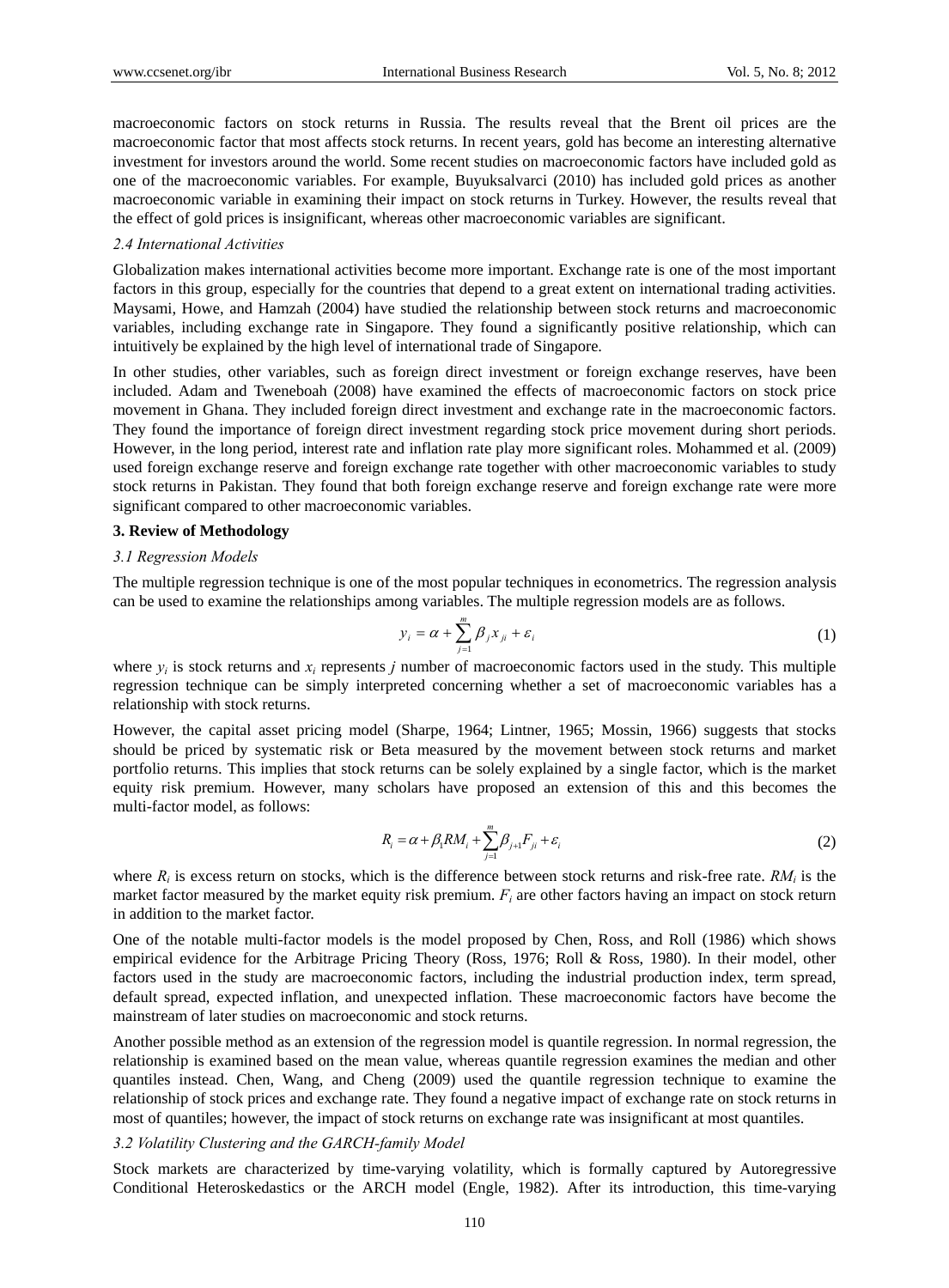macroeconomic factors on stock returns in Russia. The results reveal that the Brent oil prices are the macroeconomic factor that most affects stock returns. In recent years, gold has become an interesting alternative investment for investors around the world. Some recent studies on macroeconomic factors have included gold as one of the macroeconomic variables. For example, Buyuksalvarci (2010) has included gold prices as another macroeconomic variable in examining their impact on stock returns in Turkey. However, the results reveal that the effect of gold prices is insignificant, whereas other macroeconomic variables are significant.

### *2.4 International Activities*

Globalization makes international activities become more important. Exchange rate is one of the most important factors in this group, especially for the countries that depend to a great extent on international trading activities. Maysami, Howe, and Hamzah (2004) have studied the relationship between stock returns and macroeconomic variables, including exchange rate in Singapore. They found a significantly positive relationship, which can intuitively be explained by the high level of international trade of Singapore.

In other studies, other variables, such as foreign direct investment or foreign exchange reserves, have been included. Adam and Tweneboah (2008) have examined the effects of macroeconomic factors on stock price movement in Ghana. They included foreign direct investment and exchange rate in the macroeconomic factors. They found the importance of foreign direct investment regarding stock price movement during short periods. However, in the long period, interest rate and inflation rate play more significant roles. Mohammed et al. (2009) used foreign exchange reserve and foreign exchange rate together with other macroeconomic variables to study stock returns in Pakistan. They found that both foreign exchange reserve and foreign exchange rate were more significant compared to other macroeconomic variables.

## 3. Review of Methodology

### *3.1 Regression Models*

The multiple regression technique is one of the most popular techniques in econometrics. The regression analysis can be used to examine the relationships among variables. The multiple regression models are as follows.

$$y_i = \alpha + \sum_{j=1}^{m} \beta_j x_{ji} + \varepsilon_i \tag{1}$$

where $y_i$ is stock returns and $x_i$ represents $j$ number of macroeconomic factors used in the study. This multiple regression technique can be simply interpreted concerning whether a set of macroeconomic variables has a relationship with stock returns.

However, the capital asset pricing model (Sharpe, 1964; Lintner, 1965; Mossin, 1966) suggests that stocks should be priced by systematic risk or Beta measured by the movement between stock returns and market portfolio returns. This implies that stock returns can be solely explained by a single factor, which is the market equity risk premium. However, many scholars have proposed an extension of this and this becomes the multi-factor model, as follows:

$$R_i = \alpha + \beta_1 RM_i + \sum_{j=1}^{m} \beta_{j+1} F_{ji} + \varepsilon_i \tag{2}$$

where $R_i$ is excess return on stocks, which is the difference between stock returns and risk-free rate. $RM_i$ is the market factor measured by the market equity risk premium. $F_i$ are other factors having an impact on stock return in addition to the market factor.

One of the notable multi-factor models is the model proposed by Chen, Ross, and Roll (1986) which shows empirical evidence for the Arbitrage Pricing Theory (Ross, 1976; Roll & Ross, 1980). In their model, other factors used in the study are macroeconomic factors, including the industrial production index, term spread, default spread, expected inflation, and unexpected inflation. These macroeconomic factors have become the mainstream of later studies on macroeconomic and stock returns.

Another possible method as an extension of the regression model is quantile regression. In normal regression, the relationship is examined based on the mean value, whereas quantile regression examines the median and other quantiles instead. Chen, Wang, and Cheng (2009) used the quantile regression technique to examine the relationship of stock prices and exchange rate. They found a negative impact of exchange rate on stock returns in most of quantiles; however, the impact of stock returns on exchange rate was insignificant at most quantiles.

### *3.2 Volatility Clustering and the GARCH-family Model*

Stock markets are characterized by time-varying volatility, which is formally captured by Autoregressive Conditional Heteroskedastics or the ARCH model (Engle, 1982). After its introduction, this time-varying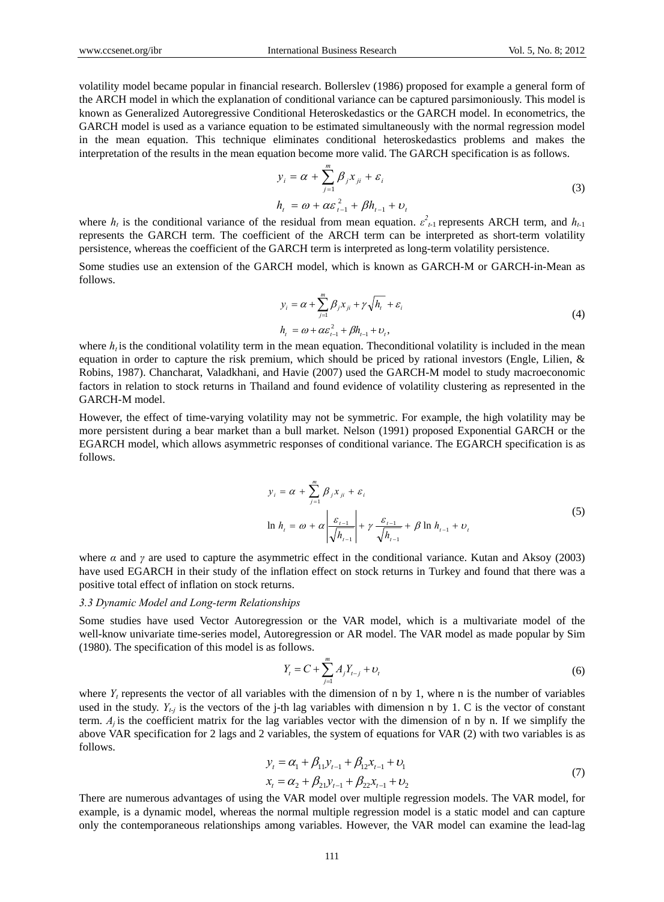volatility model became popular in financial research. Bollerslev (1986) proposed for example a general form of the ARCH model in which the explanation of conditional variance can be captured parsimoniously. This model is known as Generalized Autoregressive Conditional Heteroskedastics or the GARCH model. In econometrics, the GARCH model is used as a variance equation to be estimated simultaneously with the normal regression model in the mean equation. This technique eliminates conditional heteroskedastics problems and makes the interpretation of the results in the mean equation become more valid. The GARCH specification is as follows.

$$y_i = \alpha + \sum_{j=1}^{m} \beta_j x_{ji} + \varepsilon_i$$
$$h_t = \omega + \alpha \varepsilon_{t-1}^2 + \beta h_{t-1} + \upsilon_t \tag{3}$$

where $h_t$ is the conditional variance of the residual from mean equation. $\varepsilon^2_{t-1}$ represents ARCH term, and $h_{t-1}$ represents the GARCH term. The coefficient of the ARCH term can be interpreted as short-term volatility persistence, whereas the coefficient of the GARCH term is interpreted as long-term volatility persistence.

Some studies use an extension of the GARCH model, which is known as GARCH-M or GARCH-in-Mean as follows.

$$y_i = \alpha + \sum_{j=1}^{m} \beta_j x_{ji} + \gamma \sqrt{h_t} + \varepsilon_i$$
$$h_t = \omega + \alpha \varepsilon_{t-1}^2 + \beta h_{t-1} + \upsilon_t, \tag{4}$$

where $h_t$ is the conditional volatility term in the mean equation. Theconditional volatility is included in the mean equation in order to capture the risk premium, which should be priced by rational investors (Engle, Lilien, & Robins, 1987). Chancharat, Valadkhani, and Havie (2007) used the GARCH-M model to study macroeconomic factors in relation to stock returns in Thailand and found evidence of volatility clustering as represented in the GARCH-M model.

However, the effect of time-varying volatility may not be symmetric. For example, the high volatility may be more persistent during a bear market than a bull market. Nelson (1991) proposed Exponential GARCH or the EGARCH model, which allows asymmetric responses of conditional variance. The EGARCH specification is as follows.

$$y_i = \alpha + \sum_{j=1}^{m} \beta_j x_{ji} + \varepsilon_i$$
$$\ln h_t = \omega + \alpha \left| \frac{\varepsilon_{t-1}}{\sqrt{h_{t-1}}} \right| + \gamma \frac{\varepsilon_{t-1}}{\sqrt{h_{t-1}}} + \beta \ln h_{t-1} + \upsilon_t \tag{5}$$

where $\alpha$ and $\gamma$ are used to capture the asymmetric effect in the conditional variance. Kutan and Aksoy (2003) have used EGARCH in their study of the inflation effect on stock returns in Turkey and found that there was a positive total effect of inflation on stock returns.

### *3.3 Dynamic Model and Long-term Relationships*

Some studies have used Vector Autoregression or the VAR model, which is a multivariate model of the well-know univariate time-series model, Autoregression or AR model. The VAR model as made popular by Sim (1980). The specification of this model is as follows.

$$Y_t = C + \sum_{j=1}^{m} A_j Y_{t-j} + \upsilon_t \tag{6}$$

where $Y_t$ represents the vector of all variables with the dimension of n by 1, where n is the number of variables used in the study. $Y_{t-j}$ is the vectors of the j-th lag variables with dimension n by 1. C is the vector of constant term. $A_j$ is the coefficient matrix for the lag variables vector with the dimension of n by n. If we simplify the above VAR specification for 2 lags and 2 variables, the system of equations for VAR (2) with two variables is as follows.

$$y_t = \alpha_1 + \beta_{11} y_{t-1} + \beta_{12} x_{t-1} + \upsilon_1$$
$$x_t = \alpha_2 + \beta_{21} y_{t-1} + \beta_{22} x_{t-1} + \upsilon_2 \tag{7}$$

There are numerous advantages of using the VAR model over multiple regression models. The VAR model, for example, is a dynamic model, whereas the normal multiple regression model is a static model and can capture only the contemporaneous relationships among variables. However, the VAR model can examine the lead-lag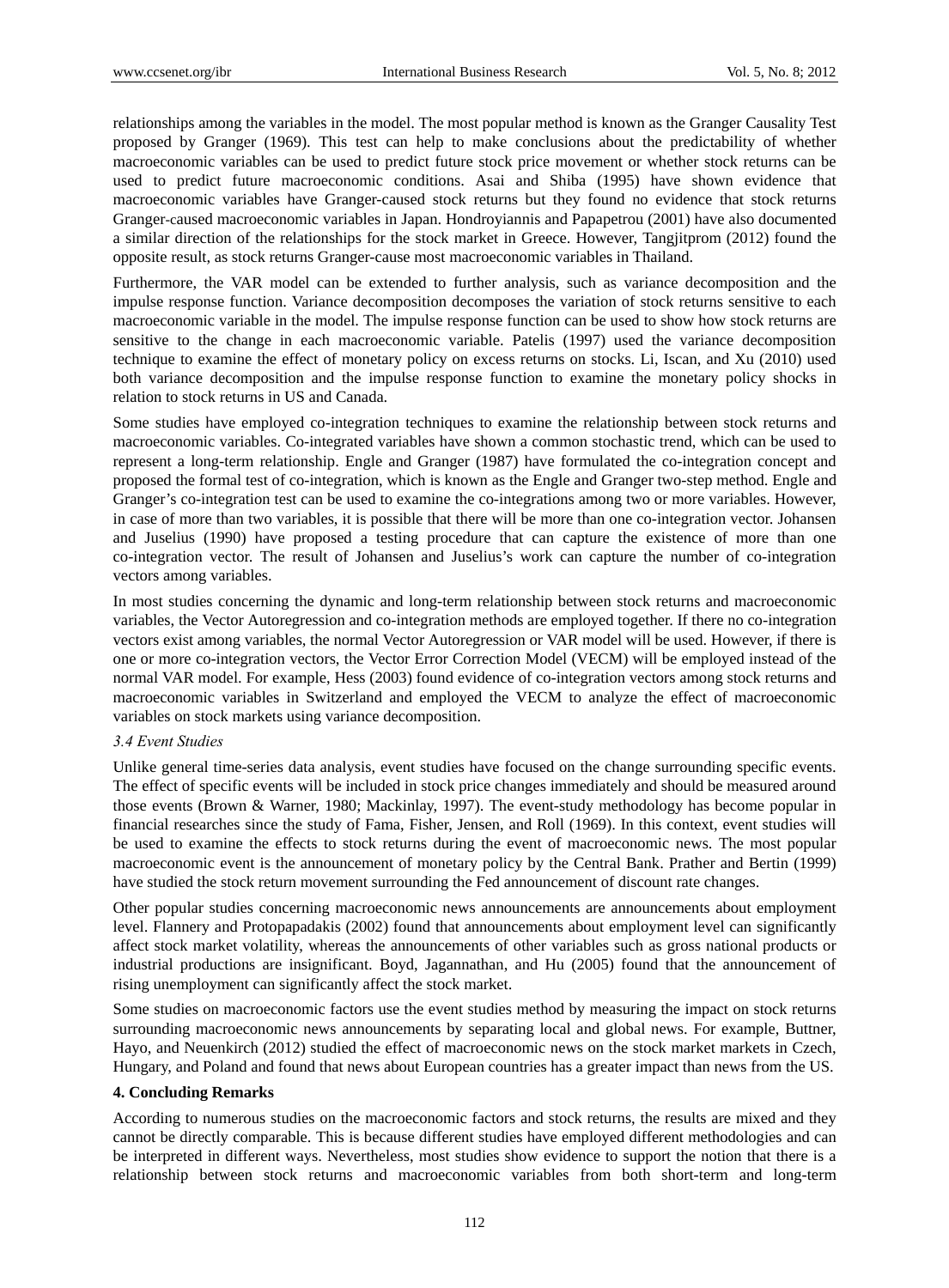relationships among the variables in the model. The most popular method is known as the Granger Causality Test proposed by Granger (1969). This test can help to make conclusions about the predictability of whether macroeconomic variables can be used to predict future stock price movement or whether stock returns can be used to predict future macroeconomic conditions. Asai and Shiba (1995) have shown evidence that macroeconomic variables have Granger-caused stock returns but they found no evidence that stock returns Granger-caused macroeconomic variables in Japan. Hondroyiannis and Papapetrou (2001) have also documented a similar direction of the relationships for the stock market in Greece. However, Tangjitprom (2012) found the opposite result, as stock returns Granger-cause most macroeconomic variables in Thailand.

Furthermore, the VAR model can be extended to further analysis, such as variance decomposition and the impulse response function. Variance decomposition decomposes the variation of stock returns sensitive to each macroeconomic variable in the model. The impulse response function can be used to show how stock returns are sensitive to the change in each macroeconomic variable. Patelis (1997) used the variance decomposition technique to examine the effect of monetary policy on excess returns on stocks. Li, Iscan, and Xu (2010) used both variance decomposition and the impulse response function to examine the monetary policy shocks in relation to stock returns in US and Canada.

Some studies have employed co-integration techniques to examine the relationship between stock returns and macroeconomic variables. Co-integrated variables have shown a common stochastic trend, which can be used to represent a long-term relationship. Engle and Granger (1987) have formulated the co-integration concept and proposed the formal test of co-integration, which is known as the Engle and Granger two-step method. Engle and Granger's co-integration test can be used to examine the co-integrations among two or more variables. However, in case of more than two variables, it is possible that there will be more than one co-integration vector. Johansen and Juselius (1990) have proposed a testing procedure that can capture the existence of more than one co-integration vector. The result of Johansen and Juselius's work can capture the number of co-integration vectors among variables.

In most studies concerning the dynamic and long-term relationship between stock returns and macroeconomic variables, the Vector Autoregression and co-integration methods are employed together. If there no co-integration vectors exist among variables, the normal Vector Autoregression or VAR model will be used. However, if there is one or more co-integration vectors, the Vector Error Correction Model (VECM) will be employed instead of the normal VAR model. For example, Hess (2003) found evidence of co-integration vectors among stock returns and macroeconomic variables in Switzerland and employed the VECM to analyze the effect of macroeconomic variables on stock markets using variance decomposition.

### *3.4 Event Studies*

Unlike general time-series data analysis, event studies have focused on the change surrounding specific events. The effect of specific events will be included in stock price changes immediately and should be measured around those events (Brown & Warner, 1980; Mackinlay, 1997). The event-study methodology has become popular in financial researches since the study of Fama, Fisher, Jensen, and Roll (1969). In this context, event studies will be used to examine the effects to stock returns during the event of macroeconomic news. The most popular macroeconomic event is the announcement of monetary policy by the Central Bank. Prather and Bertin (1999) have studied the stock return movement surrounding the Fed announcement of discount rate changes.

Other popular studies concerning macroeconomic news announcements are announcements about employment level. Flannery and Protopapadakis (2002) found that announcements about employment level can significantly affect stock market volatility, whereas the announcements of other variables such as gross national products or industrial productions are insignificant. Boyd, Jagannathan, and Hu (2005) found that the announcement of rising unemployment can significantly affect the stock market.

Some studies on macroeconomic factors use the event studies method by measuring the impact on stock returns surrounding macroeconomic news announcements by separating local and global news. For example, Buttner, Hayo, and Neuenkirch (2012) studied the effect of macroeconomic news on the stock market markets in Czech, Hungary, and Poland and found that news about European countries has a greater impact than news from the US.

## **4. Concluding Remarks**

According to numerous studies on the macroeconomic factors and stock returns, the results are mixed and they cannot be directly comparable. This is because different studies have employed different methodologies and can be interpreted in different ways. Nevertheless, most studies show evidence to support the notion that there is a relationship between stock returns and macroeconomic variables from both short-term and long-term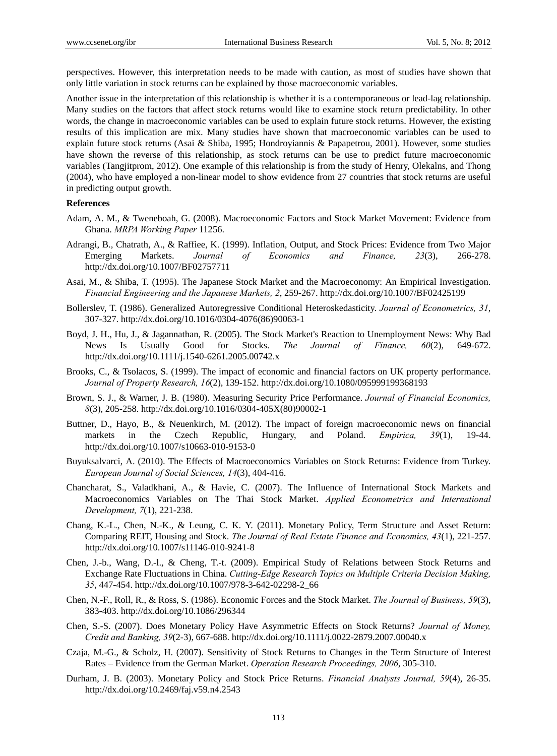perspectives. However, this interpretation needs to be made with caution, as most of studies have shown that only little variation in stock returns can be explained by those macroeconomic variables.

Another issue in the interpretation of this relationship is whether it is a contemporaneous or lead-lag relationship. Many studies on the factors that affect stock returns would like to examine stock return predictability. In other words, the change in macroeconomic variables can be used to explain future stock returns. However, the existing results of this implication are mix. Many studies have shown that macroeconomic variables can be used to explain future stock returns (Asai & Shiba, 1995; Hondroyiannis & Papapetrou, 2001). However, some studies have shown the reverse of this relationship, as stock returns can be use to predict future macroeconomic variables (Tangjitprom, 2012). One example of this relationship is from the study of Henry, Olekalns, and Thong (2004), who have employed a non-linear model to show evidence from 27 countries that stock returns are useful in predicting output growth.

**References**

Adam, A. M., & Tweneboah, G. (2008). Macroeconomic Factors and Stock Market Movement: Evidence from Ghana. *MRPA Working Paper* 11256.

Adrangi, B., Chatrath, A., & Raffiee, K. (1999). Inflation, Output, and Stock Prices: Evidence from Two Major Emerging Markets. *Journal of Economics and Finance, 23*(3), 266-278. http://dx.doi.org/10.1007/BF02757711

Asai, M., & Shiba, T. (1995). The Japanese Stock Market and the Macroeconomy: An Empirical Investigation. *Financial Engineering and the Japanese Markets, 2,* 259-267. http://dx.doi.org/10.1007/BF02425199

Bollerslev, T. (1986). Generalized Autoregressive Conditional Heteroskedasticity. *Journal of Econometrics, 31*, 307-327. http://dx.doi.org/10.1016/0304-4076(86)90063-1

Boyd, J. H., Hu, J., & Jagannathan, R. (2005). The Stock Market's Reaction to Unemployment News: Why Bad News Is Usually Good for Stocks. *The Journal of Finance, 60*(2), 649-672. http://dx.doi.org/10.1111/j.1540-6261.2005.00742.x

Brooks, C., & Tsolacos, S. (1999). The impact of economic and financial factors on UK property performance. *Journal of Property Research, 16*(2), 139-152. http://dx.doi.org/10.1080/095999199368193

Brown, S. J., & Warner, J. B. (1980). Measuring Security Price Performance. *Journal of Financial Economics, 8*(3), 205-258. http://dx.doi.org/10.1016/0304-405X(80)90002-1

Buttner, D., Hayo, B., & Neuenkirch, M. (2012). The impact of foreign macroeconomic news on financial markets in the Czech Republic, Hungary, and Poland. *Empirica, 39*(1), 19-44. http://dx.doi.org/10.1007/s10663-010-9153-0

Buyuksalvarci, A. (2010). The Effects of Macroeconomics Variables on Stock Returns: Evidence from Turkey. *European Journal of Social Sciences, 14*(3), 404-416.

Chancharat, S., Valadkhani, A., & Havie, C. (2007). The Influence of International Stock Markets and Macroeconomics Variables on The Thai Stock Market. *Applied Econometrics and International Development, 7*(1), 221-238.

Chang, K.-L., Chen, N.-K., & Leung, C. K. Y. (2011). Monetary Policy, Term Structure and Asset Return: Comparing REIT, Housing and Stock. *The Journal of Real Estate Finance and Economics, 43*(1), 221-257. http://dx.doi.org/10.1007/s11146-010-9241-8

Chen, J.-b., Wang, D.-l., & Cheng, T.-t. (2009). Empirical Study of Relations between Stock Returns and Exchange Rate Fluctuations in China. *Cutting-Edge Research Topics on Multiple Criteria Decision Making, 35*, 447-454. http://dx.doi.org/10.1007/978-3-642-02298-2_66

Chen, N.-F., Roll, R., & Ross, S. (1986). Economic Forces and the Stock Market. *The Journal of Business, 59*(3), 383-403. http://dx.doi.org/10.1086/296344

Chen, S.-S. (2007). Does Monetary Policy Have Asymmetric Effects on Stock Returns? *Journal of Money, Credit and Banking, 39*(2-3), 667-688. http://dx.doi.org/10.1111/j.0022-2879.2007.00040.x

Czaja, M.-G., & Scholz, H. (2007). Sensitivity of Stock Returns to Changes in the Term Structure of Interest Rates – Evidence from the German Market. *Operation Research Proceedings, 2006*, 305-310.

Durham, J. B. (2003). Monetary Policy and Stock Price Returns. *Financial Analysts Journal, 59*(4), 26-35. http://dx.doi.org/10.2469/faj.v59.n4.2543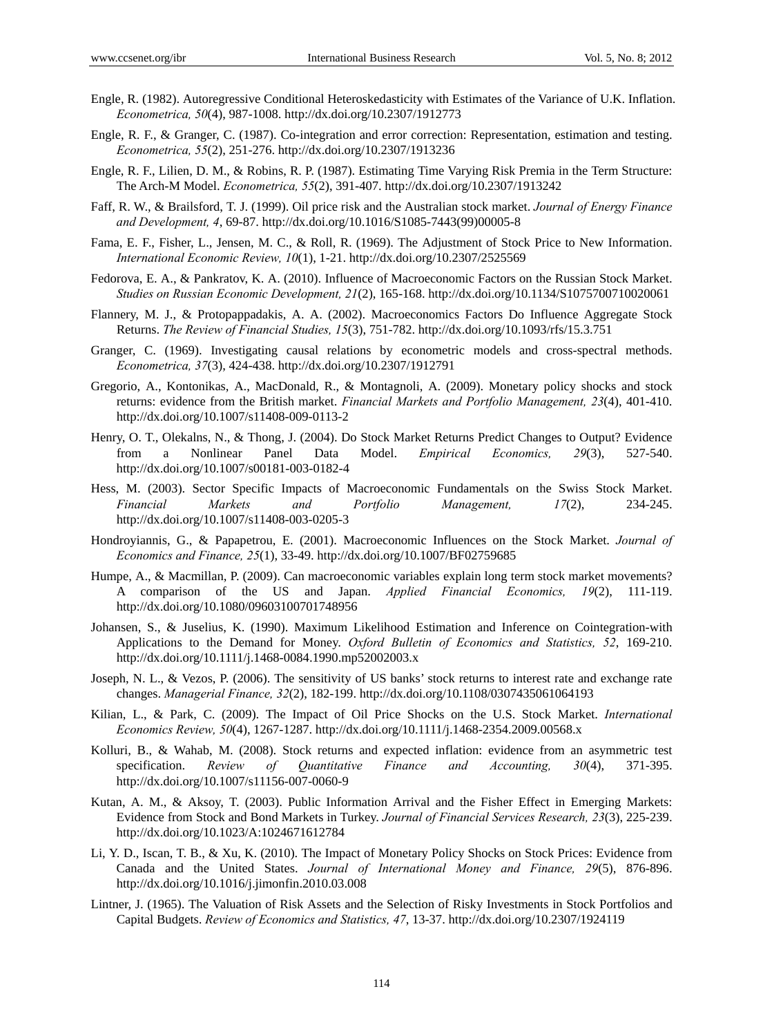Engle, R. (1982). Autoregressive Conditional Heteroskedasticity with Estimates of the Variance of U.K. Inflation. *Econometrica, 50*(4), 987-1008. http://dx.doi.org/10.2307/1912773

Engle, R. F., & Granger, C. (1987). Co-integration and error correction: Representation, estimation and testing. *Econometrica, 55*(2), 251-276. http://dx.doi.org/10.2307/1913236

Engle, R. F., Lilien, D. M., & Robins, R. P. (1987). Estimating Time Varying Risk Premia in the Term Structure: The Arch-M Model. *Econometrica, 55*(2), 391-407. http://dx.doi.org/10.2307/1913242

Faff, R. W., & Brailsford, T. J. (1999). Oil price risk and the Australian stock market. *Journal of Energy Finance and Development, 4*, 69-87. http://dx.doi.org/10.1016/S1085-7443(99)00005-8

Fama, E. F., Fisher, L., Jensen, M. C., & Roll, R. (1969). The Adjustment of Stock Price to New Information. *International Economic Review, 10*(1), 1-21. http://dx.doi.org/10.2307/2525569

Fedorova, E. A., & Pankratov, K. A. (2010). Influence of Macroeconomic Factors on the Russian Stock Market. *Studies on Russian Economic Development, 21*(2), 165-168. http://dx.doi.org/10.1134/S1075700710020061

Flannery, M. J., & Protopappadakis, A. A. (2002). Macroeconomics Factors Do Influence Aggregate Stock Returns. *The Review of Financial Studies, 15*(3), 751-782. http://dx.doi.org/10.1093/rfs/15.3.751

Granger, C. (1969). Investigating causal relations by econometric models and cross-spectral methods. *Econometrica, 37*(3), 424-438. http://dx.doi.org/10.2307/1912791

Gregorio, A., Kontonikas, A., MacDonald, R., & Montagnoli, A. (2009). Monetary policy shocks and stock returns: evidence from the British market. *Financial Markets and Portfolio Management, 23*(4), 401-410. http://dx.doi.org/10.1007/s11408-009-0113-2

Henry, O. T., Olekalns, N., & Thong, J. (2004). Do Stock Market Returns Predict Changes to Output? Evidence from a Nonlinear Panel Data Model. *Empirical Economics, 29*(3), 527-540. http://dx.doi.org/10.1007/s00181-003-0182-4

Hess, M. (2003). Sector Specific Impacts of Macroeconomic Fundamentals on the Swiss Stock Market. *Financial Markets and Portfolio Management, 17*(2), 234-245. http://dx.doi.org/10.1007/s11408-003-0205-3

Hondroyiannis, G., & Papapetrou, E. (2001). Macroeconomic Influences on the Stock Market. *Journal of Economics and Finance, 25*(1), 33-49. http://dx.doi.org/10.1007/BF02759685

Humpe, A., & Macmillan, P. (2009). Can macroeconomic variables explain long term stock market movements? A comparison of the US and Japan. *Applied Financial Economics, 19*(2), 111-119. http://dx.doi.org/10.1080/09603100701748956

Johansen, S., & Juselius, K. (1990). Maximum Likelihood Estimation and Inference on Cointegration-with Applications to the Demand for Money. *Oxford Bulletin of Economics and Statistics, 52*, 169-210. http://dx.doi.org/10.1111/j.1468-0084.1990.mp52002003.x

Joseph, N. L., & Vezos, P. (2006). The sensitivity of US banks' stock returns to interest rate and exchange rate changes. *Managerial Finance, 32*(2), 182-199. http://dx.doi.org/10.1108/0307435061064193

Kilian, L., & Park, C. (2009). The Impact of Oil Price Shocks on the U.S. Stock Market. *International Economics Review, 50*(4), 1267-1287. http://dx.doi.org/10.1111/j.1468-2354.2009.00568.x

Kolluri, B., & Wahab, M. (2008). Stock returns and expected inflation: evidence from an asymmetric test specification. *Review of Quantitative Finance and Accounting, 30*(4), 371-395. http://dx.doi.org/10.1007/s11156-007-0060-9

Kutan, A. M., & Aksoy, T. (2003). Public Information Arrival and the Fisher Effect in Emerging Markets: Evidence from Stock and Bond Markets in Turkey. *Journal of Financial Services Research, 23*(3), 225-239. http://dx.doi.org/10.1023/A:1024671612784

Li, Y. D., Iscan, T. B., & Xu, K. (2010). The Impact of Monetary Policy Shocks on Stock Prices: Evidence from Canada and the United States. *Journal of International Money and Finance, 29*(5), 876-896. http://dx.doi.org/10.1016/j.jimonfin.2010.03.008

Lintner, J. (1965). The Valuation of Risk Assets and the Selection of Risky Investments in Stock Portfolios and Capital Budgets. *Review of Economics and Statistics, 47*, 13-37. http://dx.doi.org/10.2307/1924119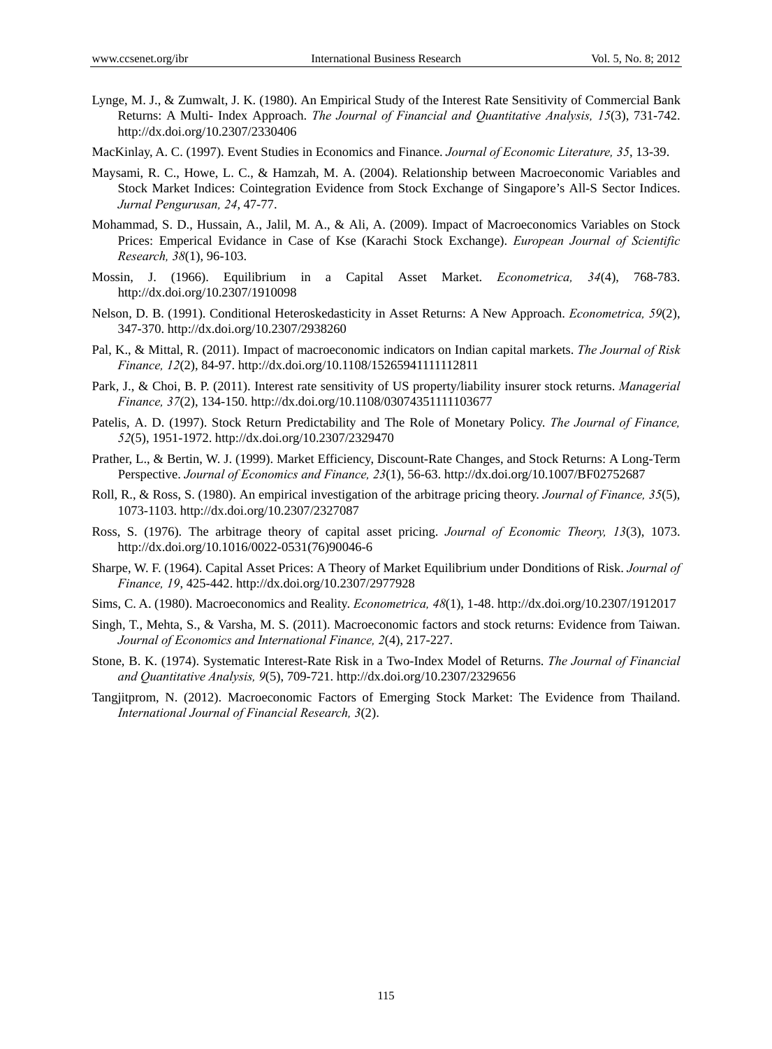Lynge, M. J., & Zumwalt, J. K. (1980). An Empirical Study of the Interest Rate Sensitivity of Commercial Bank Returns: A Multi- Index Approach. *The Journal of Financial and Quantitative Analysis, 15*(3), 731-742. http://dx.doi.org/10.2307/2330406

MacKinlay, A. C. (1997). Event Studies in Economics and Finance. *Journal of Economic Literature, 35*, 13-39.

Maysami, R. C., Howe, L. C., & Hamzah, M. A. (2004). Relationship between Macroeconomic Variables and Stock Market Indices: Cointegration Evidence from Stock Exchange of Singapore's All-S Sector Indices. *Jurnal Pengurusan, 24*, 47-77.

Mohammad, S. D., Hussain, A., Jalil, M. A., & Ali, A. (2009). Impact of Macroeconomics Variables on Stock Prices: Emperical Evidance in Case of Kse (Karachi Stock Exchange). *European Journal of Scientific Research, 38*(1), 96-103.

Mossin, J. (1966). Equilibrium in a Capital Asset Market. *Econometrica, 34*(4), 768-783. http://dx.doi.org/10.2307/1910098

Nelson, D. B. (1991). Conditional Heteroskedasticity in Asset Returns: A New Approach. *Econometrica, 59*(2), 347-370. http://dx.doi.org/10.2307/2938260

Pal, K., & Mittal, R. (2011). Impact of macroeconomic indicators on Indian capital markets. *The Journal of Risk Finance, 12*(2), 84-97. http://dx.doi.org/10.1108/15265941111112811

Park, J., & Choi, B. P. (2011). Interest rate sensitivity of US property/liability insurer stock returns. *Managerial Finance, 37*(2), 134-150. http://dx.doi.org/10.1108/03074351111103677

Patelis, A. D. (1997). Stock Return Predictability and The Role of Monetary Policy. *The Journal of Finance, 52*(5), 1951-1972. http://dx.doi.org/10.2307/2329470

Prather, L., & Bertin, W. J. (1999). Market Efficiency, Discount-Rate Changes, and Stock Returns: A Long-Term Perspective. *Journal of Economics and Finance, 23*(1), 56-63. http://dx.doi.org/10.1007/BF02752687

Roll, R., & Ross, S. (1980). An empirical investigation of the arbitrage pricing theory. *Journal of Finance, 35*(5), 1073-1103. http://dx.doi.org/10.2307/2327087

Ross, S. (1976). The arbitrage theory of capital asset pricing. *Journal of Economic Theory, 13*(3), 1073. http://dx.doi.org/10.1016/0022-0531(76)90046-6

Sharpe, W. F. (1964). Capital Asset Prices: A Theory of Market Equilibrium under Donditions of Risk. *Journal of Finance, 19*, 425-442. http://dx.doi.org/10.2307/2977928

Sims, C. A. (1980). Macroeconomics and Reality. *Econometrica, 48*(1), 1-48. http://dx.doi.org/10.2307/1912017

Singh, T., Mehta, S., & Varsha, M. S. (2011). Macroeconomic factors and stock returns: Evidence from Taiwan. *Journal of Economics and International Finance, 2*(4), 217-227.

Stone, B. K. (1974). Systematic Interest-Rate Risk in a Two-Index Model of Returns. *The Journal of Financial and Quantitative Analysis, 9*(5), 709-721. http://dx.doi.org/10.2307/2329656

Tangjitprom, N. (2012). Macroeconomic Factors of Emerging Stock Market: The Evidence from Thailand. *International Journal of Financial Research, 3*(2).